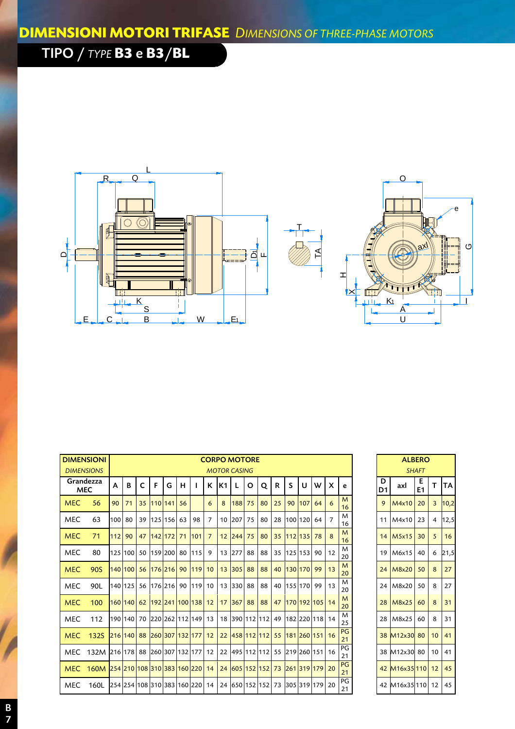# DIMENSIONI MOTORI TRIFASE *DIMENSIONS OF THREE-PHASE MOTORS*

## TIPO / *TYPE* B3 e B3/BL

| DIMENSIONI *DIMENSIONS* | CORPO MOTORE *MOTOR CASING* | | | | | | | | | | | | | | | | | |
|---|---|---|---|---|---|---|---|---|---|---|---|---|---|---|---|---|---|---|
| Grandezza MEC | A | B | C | F | G | H | I | K | K1 | L | O | Q | R | S | U | W | X | e |
| MEC 56 | 90 | 71 | 35 | 110 | 141 | 56 | | 6 | 8 | 188 | 75 | 80 | 25 | 90 | 107 | 64 | 6 | M 16 |
| MEC 63 | 100 | 80 | 39 | 125 | 156 | 63 | 98 | 7 | 10 | 207 | 75 | 80 | 28 | 100 | 120 | 64 | 7 | M 16 |
| MEC 71 | 112 | 90 | 47 | 142 | 172 | 71 | 101 | 7 | 12 | 244 | 75 | 80 | 35 | 112 | 135 | 78 | 8 | M 16 |
| MEC 80 | 125 | 100 | 50 | 159 | 200 | 80 | 115 | 9 | 13 | 277 | 88 | 88 | 35 | 125 | 153 | 90 | 12 | M 20 |
| MEC 90S | 140 | 100 | 56 | 176 | 216 | 90 | 119 | 10 | 13 | 305 | 88 | 88 | 40 | 130 | 170 | 99 | 13 | M 20 |
| MEC 90L | 140 | 125 | 56 | 176 | 216 | 90 | 119 | 10 | 13 | 330 | 88 | 88 | 40 | 155 | 170 | 99 | 13 | M 20 |
| MEC 100 | 160 | 140 | 62 | 192 | 241 | 100 | 138 | 12 | 17 | 367 | 88 | 88 | 47 | 170 | 192 | 105 | 14 | M 20 |
| MEC 112 | 190 | 140 | 70 | 220 | 262 | 112 | 149 | 13 | 18 | 390 | 112 | 112 | 49 | 182 | 220 | 118 | 14 | M 25 |
| MEC 132S | 216 | 140 | 88 | 260 | 307 | 132 | 177 | 12 | 22 | 458 | 112 | 112 | 55 | 181 | 260 | 151 | 16 | PG 21 |
| MEC 132M | 216 | 178 | 88 | 260 | 307 | 132 | 177 | 12 | 22 | 495 | 112 | 112 | 55 | 219 | 260 | 151 | 16 | PG 21 |
| MEC 160M | 254 | 210 | 108 | 310 | 383 | 160 | 220 | 14 | 24 | 605 | 152 | 152 | 73 | 261 | 319 | 179 | 20 | PG 21 |
| MEC 160L | 254 | 254 | 108 | 310 | 383 | 160 | 220 | 14 | 24 | 650 | 152 | 152 | 73 | 305 | 319 | 179 | 20 | PG 21 |

| ALBERO *SHAFT* | | | | |
|---|---|---|---|---|
| D D1 | axl | E E1 | T | TA |
| 9 | M4x10 | 20 | 3 | 10,2 |
| 11 | M4x10 | 23 | 4 | 12,5 |
| 14 | M5x15 | 30 | 5 | 16 |
| 19 | M6x15 | 40 | 6 | 21,5 |
| 24 | M8x20 | 50 | 8 | 27 |
| 24 | M8x20 | 50 | 8 | 27 |
| 28 | M8x25 | 60 | 8 | 31 |
| 28 | M8x25 | 60 | 8 | 31 |
| 38 | M12x30 | 80 | 10 | 41 |
| 38 | M12x30 | 80 | 10 | 41 |
| 42 | M16x35 | 110 | 12 | 45 |
| 42 | M16x35 | 110 | 12 | 45 |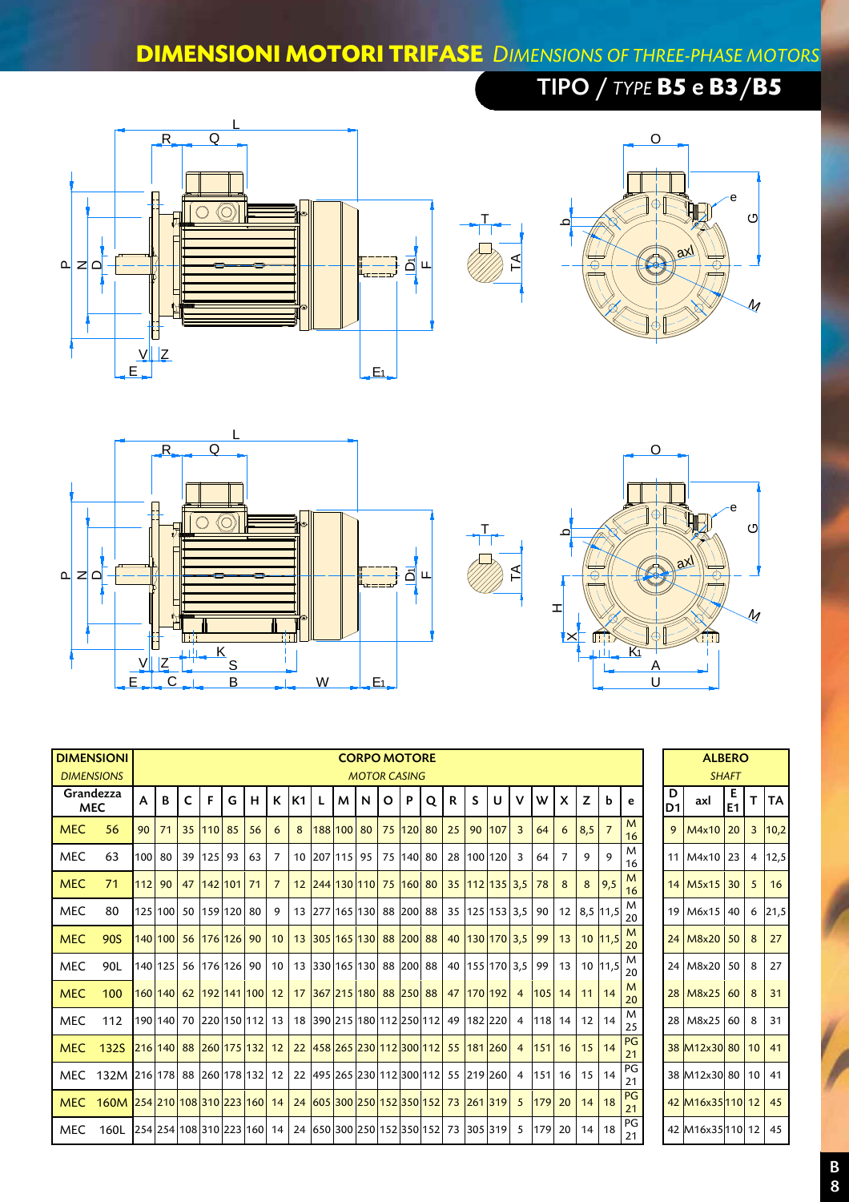# DIMENSIONI MOTORI TRIFASE *DIMENSIONS OF THREE-PHASE MOTORS*

## TIPO / *TYPE* B5 e B3/B5

| DIMENSIONI *DIMENSIONS* | CORPO MOTORE *MOTOR CASING* | | | | | | | | | | | | | | | | | | | | | | | | ALBERO *SHAFT* | | | | |
|---|---|---|---|---|---|---|---|---|---|---|---|---|---|---|---|---|---|---|---|---|---|---|---|---|---|---|---|---|---|
| Grandezza MEC | A | B | C | F | G | H | K | K1 | L | M | N | O | P | Q | R | S | U | V | W | X | Z | b | e | D D1 | axl | E E1 | T | TA |
| MEC 56 | 90 | 71 | 35 | 110 | 85 | 56 | 6 | 8 | 188 | 100 | 80 | 75 | 120 | 80 | 25 | 90 | 107 | 3 | 64 | 6 | 8,5 | 7 | M 16 | 9 | M4x10 | 20 | 3 | 10,2 |
| MEC 63 | 100 | 80 | 39 | 125 | 93 | 63 | 7 | 10 | 207 | 115 | 95 | 75 | 140 | 80 | 28 | 100 | 120 | 3 | 64 | 7 | 9 | 9 | M 16 | 11 | M4x10 | 23 | 4 | 12,5 |
| MEC 71 | 112 | 90 | 47 | 142 | 101 | 71 | 7 | 12 | 244 | 130 | 110 | 75 | 160 | 80 | 35 | 112 | 135 | 3,5 | 78 | 8 | 8 | 9,5 | M 16 | 14 | M5x15 | 30 | 5 | 16 |
| MEC 80 | 125 | 100 | 50 | 159 | 120 | 80 | 9 | 13 | 277 | 165 | 130 | 88 | 200 | 88 | 35 | 125 | 153 | 3,5 | 90 | 12 | 8,5 | 11,5 | M 20 | 19 | M6x15 | 40 | 6 | 21,5 |
| MEC 90S | 140 | 100 | 56 | 176 | 126 | 90 | 10 | 13 | 305 | 165 | 130 | 88 | 200 | 88 | 40 | 130 | 170 | 3,5 | 99 | 13 | 10 | 11,5 | M 20 | 24 | M8x20 | 50 | 8 | 27 |
| MEC 90L | 140 | 125 | 56 | 176 | 126 | 90 | 10 | 13 | 330 | 165 | 130 | 88 | 200 | 88 | 40 | 155 | 170 | 3,5 | 99 | 13 | 10 | 11,5 | M 20 | 24 | M8x20 | 50 | 8 | 27 |
| MEC 100 | 160 | 140 | 62 | 192 | 141 | 100 | 12 | 17 | 367 | 215 | 180 | 88 | 250 | 88 | 47 | 170 | 192 | 4 | 105 | 14 | 11 | 14 | M 20 | 28 | M8x25 | 60 | 8 | 31 |
| MEC 112 | 190 | 140 | 70 | 220 | 150 | 112 | 13 | 18 | 390 | 215 | 180 | 112 | 250 | 112 | 49 | 182 | 220 | 4 | 118 | 14 | 12 | 14 | M 25 | 28 | M8x25 | 60 | 8 | 31 |
| MEC 132S | 216 | 140 | 88 | 260 | 175 | 132 | 12 | 22 | 458 | 265 | 230 | 112 | 300 | 112 | 55 | 181 | 260 | 4 | 151 | 16 | 15 | 14 | PG 21 | 38 | M12x30 | 80 | 10 | 41 |
| MEC 132M | 216 | 178 | 88 | 260 | 178 | 132 | 12 | 22 | 495 | 265 | 230 | 112 | 300 | 112 | 55 | 219 | 260 | 4 | 151 | 16 | 15 | 14 | PG 21 | 38 | M12x30 | 80 | 10 | 41 |
| MEC 160M | 254 | 210 | 108 | 310 | 223 | 160 | 14 | 24 | 605 | 300 | 250 | 152 | 350 | 152 | 73 | 261 | 319 | 5 | 179 | 20 | 14 | 18 | PG 21 | 42 | M16x35 | 110 | 12 | 45 |
| MEC 160L | 254 | 254 | 108 | 310 | 223 | 160 | 14 | 24 | 650 | 300 | 250 | 152 | 350 | 152 | 73 | 305 | 319 | 5 | 179 | 20 | 14 | 18 | PG 21 | 42 | M16x35 | 110 | 12 | 45 |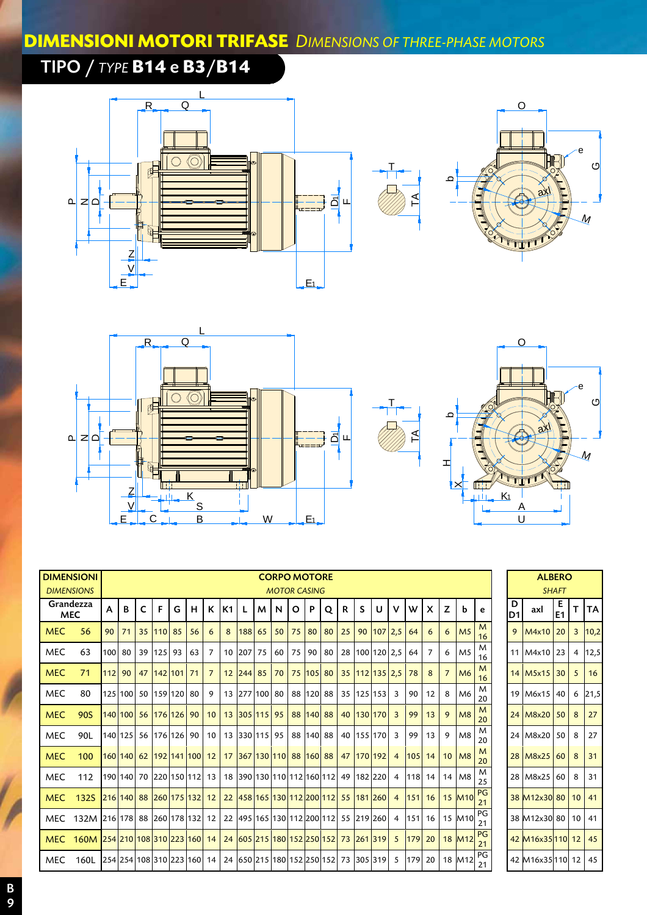# DIMENSIONI MOTORI TRIFASE *DIMENSIONS OF THREE-PHASE MOTORS*

## TIPO / *TYPE* B14 e B3/B14

| DIMENSIONI *DIMENSIONS* | CORPO MOTORE *MOTOR CASING* | | | | | | | | | | | | | | | | | | | | | | | ALBERO *SHAFT* | | | | |
|---|---|---|---|---|---|---|---|---|---|---|---|---|---|---|---|---|---|---|---|---|---|---|---|---|---|---|---|---|
| Grandezza MEC | A | B | C | F | G | H | K | K1 | L | M | N | O | P | Q | R | S | U | V | W | X | Z | b | e | D D1 | axl | E E1 | T | TA |
| MEC 56 | 90 | 71 | 35 | 110 | 85 | 56 | 6 | 8 | 188 | 65 | 50 | 75 | 80 | 80 | 25 | 90 | 107 | 2,5 | 64 | 6 | 6 | M5 | M 16 | 9 | M4x10 | 20 | 3 | 10,2 |
| MEC 63 | 100 | 80 | 39 | 125 | 93 | 63 | 7 | 10 | 207 | 75 | 60 | 75 | 90 | 80 | 28 | 100 | 120 | 2,5 | 64 | 7 | 6 | M5 | M 16 | 11 | M4x10 | 23 | 4 | 12,5 |
| MEC 71 | 112 | 90 | 47 | 142 | 101 | 71 | 7 | 12 | 244 | 85 | 70 | 75 | 105 | 80 | 35 | 112 | 135 | 2,5 | 78 | 8 | 7 | M6 | M 16 | 14 | M5x15 | 30 | 5 | 16 |
| MEC 80 | 125 | 100 | 50 | 159 | 120 | 80 | 9 | 13 | 277 | 100 | 80 | 88 | 120 | 88 | 35 | 125 | 153 | 3 | 90 | 12 | 8 | M6 | M 20 | 19 | M6x15 | 40 | 6 | 21,5 |
| MEC 90S | 140 | 100 | 56 | 176 | 126 | 90 | 10 | 13 | 305 | 115 | 95 | 88 | 140 | 88 | 40 | 130 | 170 | 3 | 99 | 13 | 9 | M8 | M 20 | 24 | M8x20 | 50 | 8 | 27 |
| MEC 90L | 140 | 125 | 56 | 176 | 126 | 90 | 10 | 13 | 330 | 115 | 95 | 88 | 140 | 88 | 40 | 155 | 170 | 3 | 99 | 13 | 9 | M8 | M 20 | 24 | M8x20 | 50 | 8 | 27 |
| MEC 100 | 160 | 140 | 62 | 192 | 141 | 100 | 12 | 17 | 367 | 130 | 110 | 88 | 160 | 88 | 47 | 170 | 192 | 4 | 105 | 14 | 10 | M8 | M 20 | 28 | M8x25 | 60 | 8 | 31 |
| MEC 112 | 190 | 140 | 70 | 220 | 150 | 112 | 13 | 18 | 390 | 130 | 110 | 112 | 160 | 112 | 49 | 182 | 220 | 4 | 118 | 14 | 14 | M8 | M 25 | 28 | M8x25 | 60 | 8 | 31 |
| MEC 132S | 216 | 140 | 88 | 260 | 175 | 132 | 12 | 22 | 458 | 165 | 130 | 112 | 200 | 112 | 55 | 181 | 260 | 4 | 151 | 16 | 15 | M10 | PG 21 | 38 | M12x30 | 80 | 10 | 41 |
| MEC 132M | 216 | 178 | 88 | 260 | 178 | 132 | 12 | 22 | 495 | 165 | 130 | 112 | 200 | 112 | 55 | 219 | 260 | 4 | 151 | 16 | 15 | M10 | PG 21 | 38 | M12x30 | 80 | 10 | 41 |
| MEC 160M | 254 | 210 | 108 | 310 | 223 | 160 | 14 | 24 | 605 | 215 | 180 | 152 | 250 | 152 | 73 | 261 | 319 | 5 | 179 | 20 | 18 | M12 | PG 21 | 42 | M16x35 | 110 | 12 | 45 |
| MEC 160L | 254 | 254 | 108 | 310 | 223 | 160 | 14 | 24 | 650 | 215 | 180 | 152 | 250 | 152 | 73 | 305 | 319 | 5 | 179 | 20 | 18 | M12 | PG 21 | 42 | M16x35 | 110 | 12 | 45 |